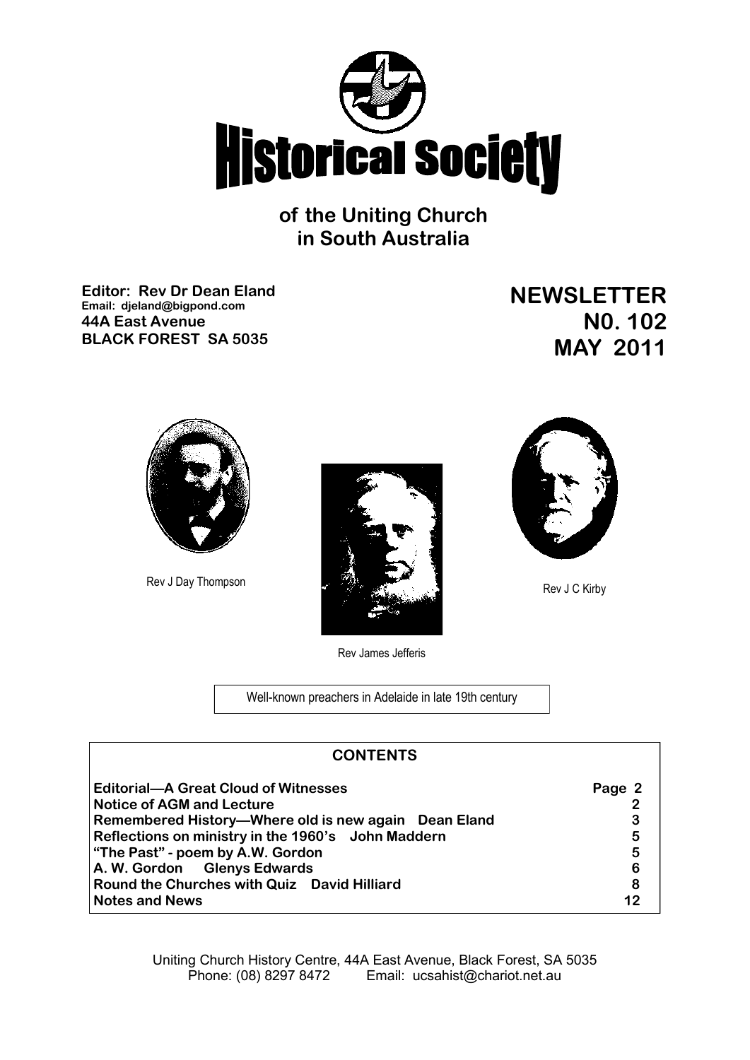# Historical Society

## of the Uniting Church in South Australia

**Editor: Rev Dr Dean Eland**
**Email: djeland@bigpond.com**
**44A East Avenue**
**BLACK FOREST SA 5035**

**NEWSLETTER**
**N0. 102**
**MAY 2011**

Rev J Day Thompson

Rev James Jefferis

Rev J C Kirby

Well-known preachers in Adelaide in late 19th century

## CONTENTS

| | |
|---|---|
| **Editorial—A Great Cloud of Witnesses** | **Page 2** |
| **Notice of AGM and Lecture** | **2** |
| **Remembered History—Where old is new again Dean Eland** | **3** |
| **Reflections on ministry in the 1960's John Maddern** | **5** |
| **"The Past" - poem by A.W. Gordon** | **5** |
| **A. W. Gordon Glenys Edwards** | **6** |
| **Round the Churches with Quiz David Hilliard** | **8** |
| **Notes and News** | **12** |

Uniting Church History Centre, 44A East Avenue, Black Forest, SA 5035
Phone: (08) 8297 8472 Email: ucsahist@chariot.net.au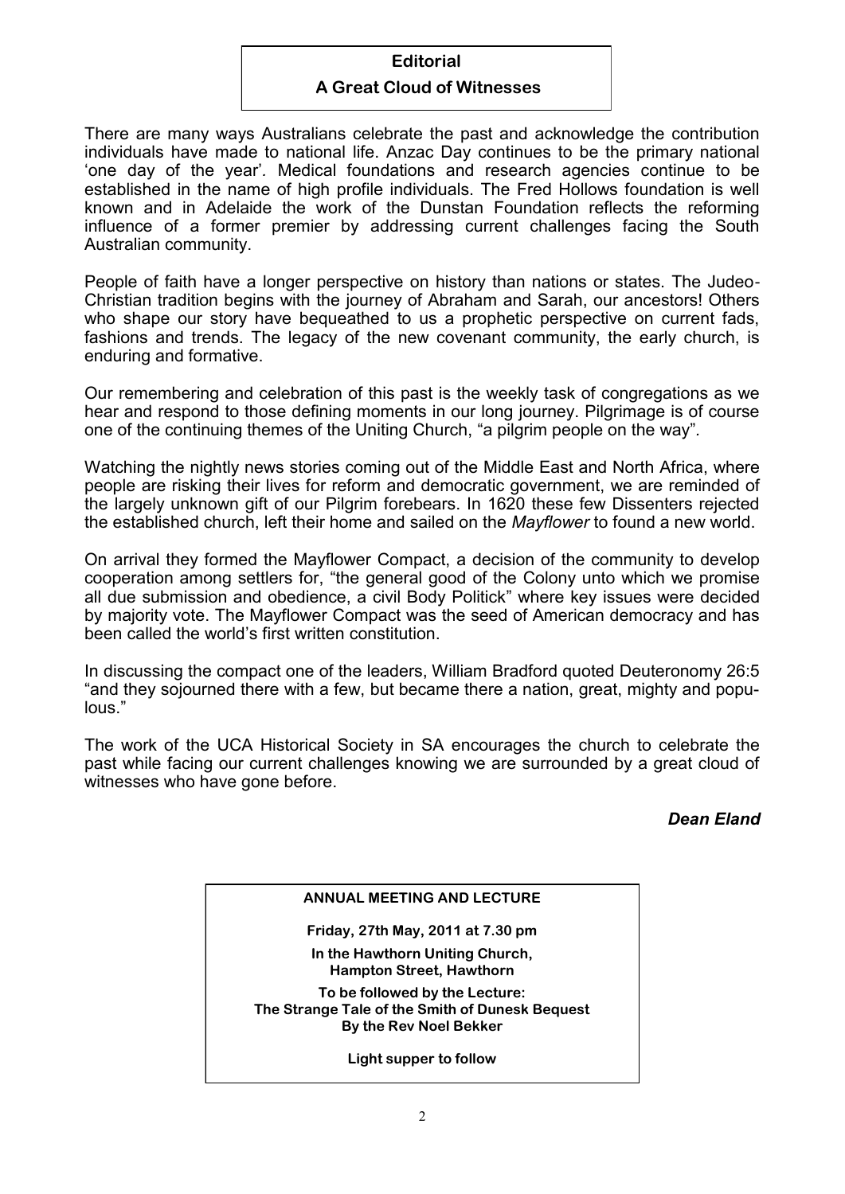## Editorial

### A Great Cloud of Witnesses

There are many ways Australians celebrate the past and acknowledge the contribution individuals have made to national life. Anzac Day continues to be the primary national 'one day of the year'. Medical foundations and research agencies continue to be established in the name of high profile individuals. The Fred Hollows foundation is well known and in Adelaide the work of the Dunstan Foundation reflects the reforming influence of a former premier by addressing current challenges facing the South Australian community.

People of faith have a longer perspective on history than nations or states. The Judeo-Christian tradition begins with the journey of Abraham and Sarah, our ancestors! Others who shape our story have bequeathed to us a prophetic perspective on current fads, fashions and trends. The legacy of the new covenant community, the early church, is enduring and formative.

Our remembering and celebration of this past is the weekly task of congregations as we hear and respond to those defining moments in our long journey. Pilgrimage is of course one of the continuing themes of the Uniting Church, "a pilgrim people on the way".

Watching the nightly news stories coming out of the Middle East and North Africa, where people are risking their lives for reform and democratic government, we are reminded of the largely unknown gift of our Pilgrim forebears. In 1620 these few Dissenters rejected the established church, left their home and sailed on the *Mayflower* to found a new world.

On arrival they formed the Mayflower Compact, a decision of the community to develop cooperation among settlers for, "the general good of the Colony unto which we promise all due submission and obedience, a civil Body Politick" where key issues were decided by majority vote. The Mayflower Compact was the seed of American democracy and has been called the world's first written constitution.

In discussing the compact one of the leaders, William Bradford quoted Deuteronomy 26:5 "and they sojourned there with a few, but became there a nation, great, mighty and populous."

The work of the UCA Historical Society in SA encourages the church to celebrate the past while facing our current challenges knowing we are surrounded by a great cloud of witnesses who have gone before.

***Dean Eland***

---

**ANNUAL MEETING AND LECTURE**

**Friday, 27th May, 2011 at 7.30 pm**

**In the Hawthorn Uniting Church,**
**Hampton Street, Hawthorn**

**To be followed by the Lecture:**
**The Strange Tale of the Smith of Dunesk Bequest**
**By the Rev Noel Bekker**

**Light supper to follow**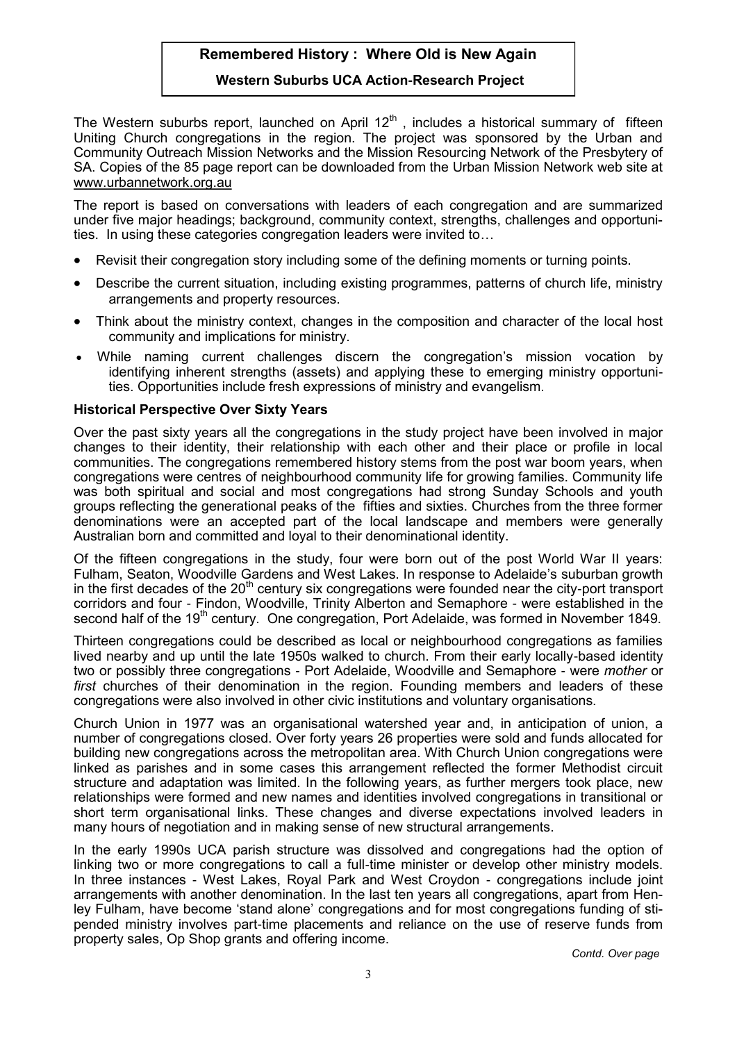# Remembered History : Where Old is New Again

**Western Suburbs UCA Action-Research Project**

The Western suburbs report, launched on April 12th , includes a historical summary of fifteen Uniting Church congregations in the region. The project was sponsored by the Urban and Community Outreach Mission Networks and the Mission Resourcing Network of the Presbytery of SA. Copies of the 85 page report can be downloaded from the Urban Mission Network web site at www.urbannetwork.org.au

The report is based on conversations with leaders of each congregation and are summarized under five major headings; background, community context, strengths, challenges and opportunities. In using these categories congregation leaders were invited to…

- Revisit their congregation story including some of the defining moments or turning points.
- Describe the current situation, including existing programmes, patterns of church life, ministry arrangements and property resources.
- Think about the ministry context, changes in the composition and character of the local host community and implications for ministry.
- While naming current challenges discern the congregation's mission vocation by identifying inherent strengths (assets) and applying these to emerging ministry opportunities. Opportunities include fresh expressions of ministry and evangelism.

### Historical Perspective Over Sixty Years

Over the past sixty years all the congregations in the study project have been involved in major changes to their identity, their relationship with each other and their place or profile in local communities. The congregations remembered history stems from the post war boom years, when congregations were centres of neighbourhood community life for growing families. Community life was both spiritual and social and most congregations had strong Sunday Schools and youth groups reflecting the generational peaks of the fifties and sixties. Churches from the three former denominations were an accepted part of the local landscape and members were generally Australian born and committed and loyal to their denominational identity.

Of the fifteen congregations in the study, four were born out of the post World War II years: Fulham, Seaton, Woodville Gardens and West Lakes. In response to Adelaide's suburban growth in the first decades of the 20th century six congregations were founded near the city-port transport corridors and four - Findon, Woodville, Trinity Alberton and Semaphore - were established in the second half of the 19th century. One congregation, Port Adelaide, was formed in November 1849.

Thirteen congregations could be described as local or neighbourhood congregations as families lived nearby and up until the late 1950s walked to church. From their early locally-based identity two or possibly three congregations - Port Adelaide, Woodville and Semaphore - were *mother* or *first* churches of their denomination in the region. Founding members and leaders of these congregations were also involved in other civic institutions and voluntary organisations.

Church Union in 1977 was an organisational watershed year and, in anticipation of union, a number of congregations closed. Over forty years 26 properties were sold and funds allocated for building new congregations across the metropolitan area. With Church Union congregations were linked as parishes and in some cases this arrangement reflected the former Methodist circuit structure and adaptation was limited. In the following years, as further mergers took place, new relationships were formed and new names and identities involved congregations in transitional or short term organisational links. These changes and diverse expectations involved leaders in many hours of negotiation and in making sense of new structural arrangements.

In the early 1990s UCA parish structure was dissolved and congregations had the option of linking two or more congregations to call a full-time minister or develop other ministry models. In three instances - West Lakes, Royal Park and West Croydon - congregations include joint arrangements with another denomination. In the last ten years all congregations, apart from Henley Fulham, have become 'stand alone' congregations and for most congregations funding of stipended ministry involves part-time placements and reliance on the use of reserve funds from property sales, Op Shop grants and offering income.

*Contd. Over page*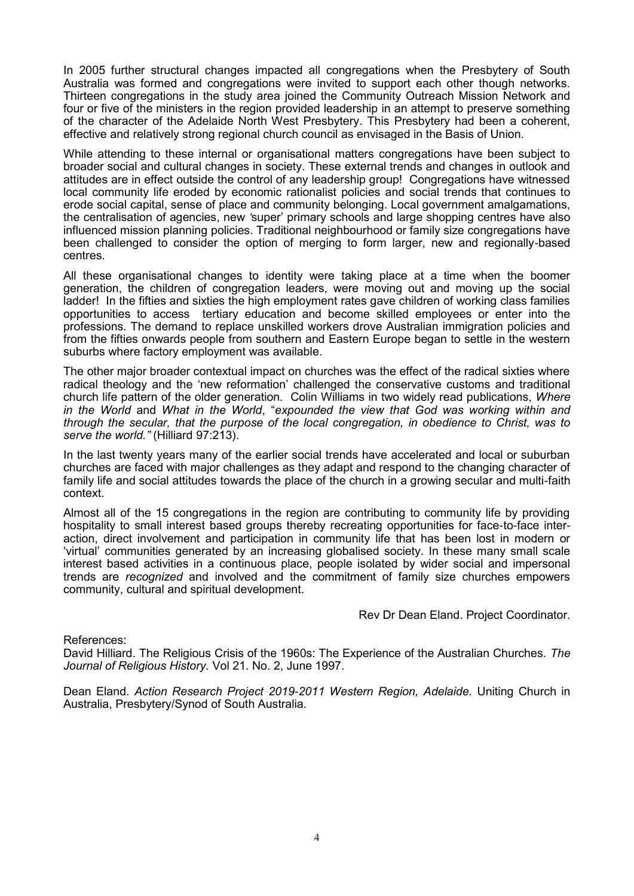In 2005 further structural changes impacted all congregations when the Presbytery of South Australia was formed and congregations were invited to support each other though networks. Thirteen congregations in the study area joined the Community Outreach Mission Network and four or five of the ministers in the region provided leadership in an attempt to preserve something of the character of the Adelaide North West Presbytery. This Presbytery had been a coherent, effective and relatively strong regional church council as envisaged in the Basis of Union.

While attending to these internal or organisational matters congregations have been subject to broader social and cultural changes in society. These external trends and changes in outlook and attitudes are in effect outside the control of any leadership group! Congregations have witnessed local community life eroded by economic rationalist policies and social trends that continues to erode social capital, sense of place and community belonging. Local government amalgamations, the centralisation of agencies, new 'super' primary schools and large shopping centres have also influenced mission planning policies. Traditional neighbourhood or family size congregations have been challenged to consider the option of merging to form larger, new and regionally-based centres.

All these organisational changes to identity were taking place at a time when the boomer generation, the children of congregation leaders, were moving out and moving up the social ladder! In the fifties and sixties the high employment rates gave children of working class families opportunities to access tertiary education and become skilled employees or enter into the professions. The demand to replace unskilled workers drove Australian immigration policies and from the fifties onwards people from southern and Eastern Europe began to settle in the western suburbs where factory employment was available.

The other major broader contextual impact on churches was the effect of the radical sixties where radical theology and the 'new reformation' challenged the conservative customs and traditional church life pattern of the older generation. Colin Williams in two widely read publications, *Where in the World* and *What in the World*, "*expounded the view that God was working within and through the secular, that the purpose of the local congregation, in obedience to Christ, was to serve the world."* (Hilliard 97:213).

In the last twenty years many of the earlier social trends have accelerated and local or suburban churches are faced with major challenges as they adapt and respond to the changing character of family life and social attitudes towards the place of the church in a growing secular and multi-faith context.

Almost all of the 15 congregations in the region are contributing to community life by providing hospitality to small interest based groups thereby recreating opportunities for face-to-face inter-action, direct involvement and participation in community life that has been lost in modern or 'virtual' communities generated by an increasing globalised society. In these many small scale interest based activities in a continuous place, people isolated by wider social and impersonal trends are *recognized* and involved and the commitment of family size churches empowers community, cultural and spiritual development.

Rev Dr Dean Eland. Project Coordinator.

References:

David Hilliard. The Religious Crisis of the 1960s: The Experience of the Australian Churches. *The Journal of Religious History*. Vol 21. No. 2, June 1997.

Dean Eland. *Action Research Project 2019-2011 Western Region, Adelaide.* Uniting Church in Australia, Presbytery/Synod of South Australia.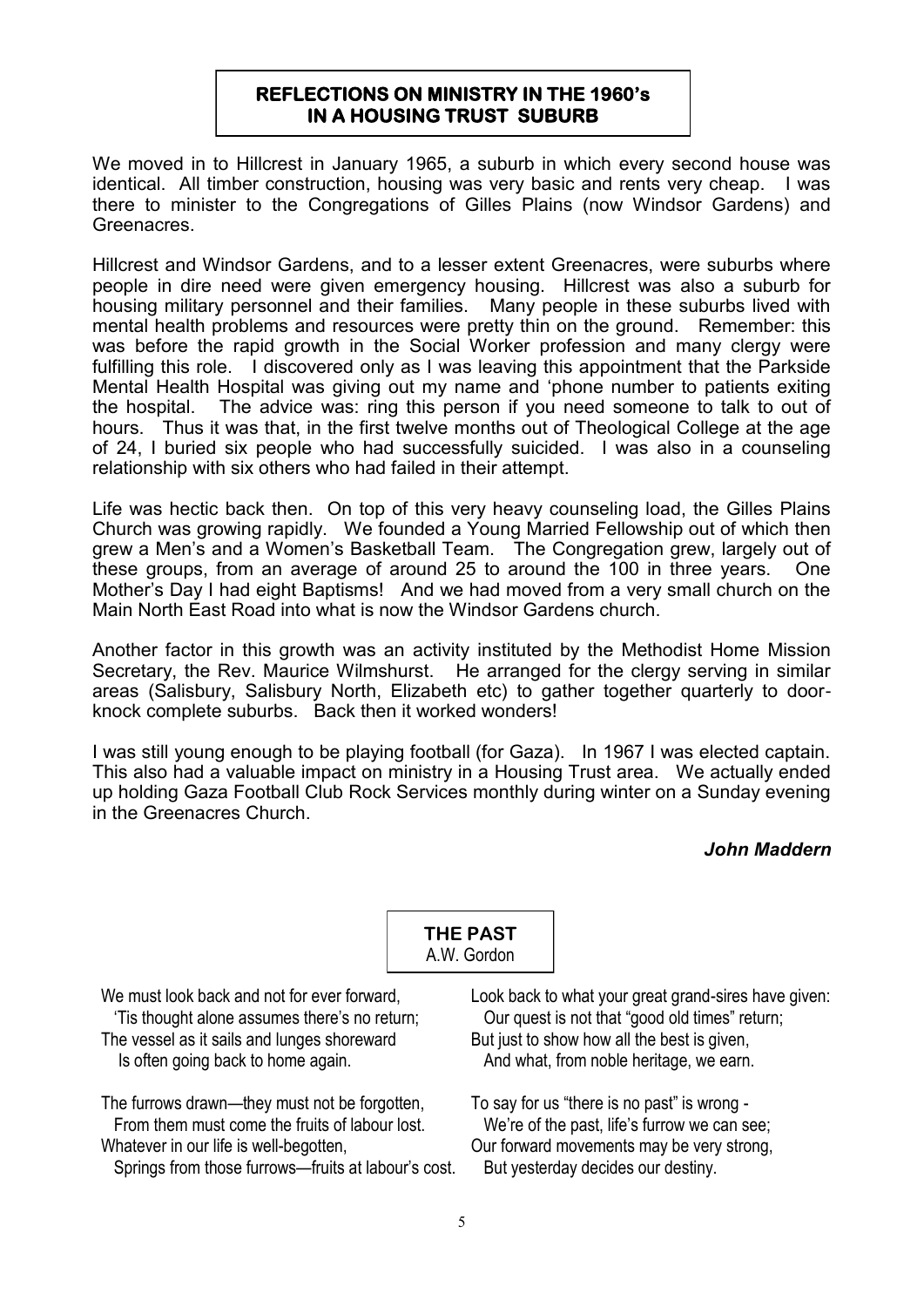## REFLECTIONS ON MINISTRY IN THE 1960's IN A HOUSING TRUST SUBURB

We moved in to Hillcrest in January 1965, a suburb in which every second house was identical. All timber construction, housing was very basic and rents very cheap. I was there to minister to the Congregations of Gilles Plains (now Windsor Gardens) and Greenacres.

Hillcrest and Windsor Gardens, and to a lesser extent Greenacres, were suburbs where people in dire need were given emergency housing. Hillcrest was also a suburb for housing military personnel and their families. Many people in these suburbs lived with mental health problems and resources were pretty thin on the ground. Remember: this was before the rapid growth in the Social Worker profession and many clergy were fulfilling this role. I discovered only as I was leaving this appointment that the Parkside Mental Health Hospital was giving out my name and 'phone number to patients exiting the hospital. The advice was: ring this person if you need someone to talk to out of hours. Thus it was that, in the first twelve months out of Theological College at the age of 24, I buried six people who had successfully suicided. I was also in a counseling relationship with six others who had failed in their attempt.

Life was hectic back then. On top of this very heavy counseling load, the Gilles Plains Church was growing rapidly. We founded a Young Married Fellowship out of which then grew a Men's and a Women's Basketball Team. The Congregation grew, largely out of these groups, from an average of around 25 to around the 100 in three years. One Mother's Day I had eight Baptisms! And we had moved from a very small church on the Main North East Road into what is now the Windsor Gardens church.

Another factor in this growth was an activity instituted by the Methodist Home Mission Secretary, the Rev. Maurice Wilmshurst. He arranged for the clergy serving in similar areas (Salisbury, Salisbury North, Elizabeth etc) to gather together quarterly to door-knock complete suburbs. Back then it worked wonders!

I was still young enough to be playing football (for Gaza). In 1967 I was elected captain. This also had a valuable impact on ministry in a Housing Trust area. We actually ended up holding Gaza Football Club Rock Services monthly during winter on a Sunday evening in the Greenacres Church.

***John Maddern***

## THE PAST

A.W. Gordon

We must look back and not for ever forward,
  'Tis thought alone assumes there's no return;
The vessel as it sails and lunges shoreward
  Is often going back to home again.

The furrows drawn—they must not be forgotten,
  From them must come the fruits of labour lost.
Whatever in our life is well-begotten,
  Springs from those furrows—fruits at labour's cost.

Look back to what your great grand-sires have given:
  Our quest is not that "good old times" return;
But just to show how all the best is given,
  And what, from noble heritage, we earn.

To say for us "there is no past" is wrong -
  We're of the past, life's furrow we can see;
Our forward movements may be very strong,
  But yesterday decides our destiny.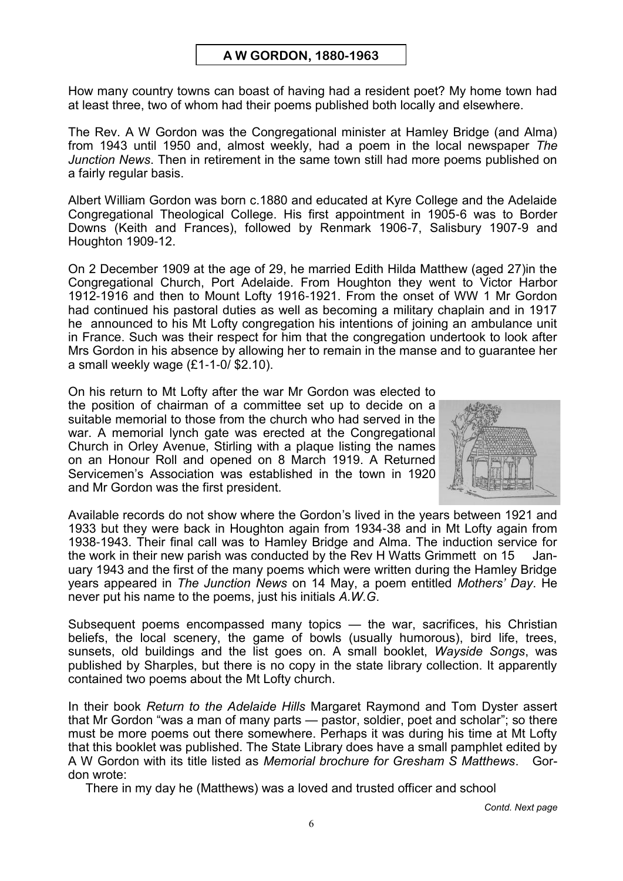# A W GORDON, 1880-1963

How many country towns can boast of having had a resident poet? My home town had at least three, two of whom had their poems published both locally and elsewhere.

The Rev. A W Gordon was the Congregational minister at Hamley Bridge (and Alma) from 1943 until 1950 and, almost weekly, had a poem in the local newspaper *The Junction News*. Then in retirement in the same town still had more poems published on a fairly regular basis.

Albert William Gordon was born c.1880 and educated at Kyre College and the Adelaide Congregational Theological College. His first appointment in 1905-6 was to Border Downs (Keith and Frances), followed by Renmark 1906-7, Salisbury 1907-9 and Houghton 1909-12.

On 2 December 1909 at the age of 29, he married Edith Hilda Matthew (aged 27)in the Congregational Church, Port Adelaide. From Houghton they went to Victor Harbor 1912-1916 and then to Mount Lofty 1916-1921. From the onset of WW 1 Mr Gordon had continued his pastoral duties as well as becoming a military chaplain and in 1917 he announced to his Mt Lofty congregation his intentions of joining an ambulance unit in France. Such was their respect for him that the congregation undertook to look after Mrs Gordon in his absence by allowing her to remain in the manse and to guarantee her a small weekly wage (£1-1-0/ $2.10).

On his return to Mt Lofty after the war Mr Gordon was elected to the position of chairman of a committee set up to decide on a suitable memorial to those from the church who had served in the war. A memorial lynch gate was erected at the Congregational Church in Orley Avenue, Stirling with a plaque listing the names on an Honour Roll and opened on 8 March 1919. A Returned Servicemen's Association was established in the town in 1920 and Mr Gordon was the first president.

Available records do not show where the Gordon's lived in the years between 1921 and 1933 but they were back in Houghton again from 1934-38 and in Mt Lofty again from 1938-1943. Their final call was to Hamley Bridge and Alma. The induction service for the work in their new parish was conducted by the Rev H Watts Grimmett on 15 January 1943 and the first of the many poems which were written during the Hamley Bridge years appeared in *The Junction News* on 14 May, a poem entitled *Mothers' Day*. He never put his name to the poems, just his initials *A.W.G*.

Subsequent poems encompassed many topics — the war, sacrifices, his Christian beliefs, the local scenery, the game of bowls (usually humorous), bird life, trees, sunsets, old buildings and the list goes on. A small booklet, *Wayside Songs*, was published by Sharples, but there is no copy in the state library collection. It apparently contained two poems about the Mt Lofty church.

In their book *Return to the Adelaide Hills* Margaret Raymond and Tom Dyster assert that Mr Gordon "was a man of many parts — pastor, soldier, poet and scholar"; so there must be more poems out there somewhere. Perhaps it was during his time at Mt Lofty that this booklet was published. The State Library does have a small pamphlet edited by A W Gordon with its title listed as *Memorial brochure for Gresham S Matthews*. Gordon wrote:

There in my day he (Matthews) was a loved and trusted officer and school

*Contd. Next page*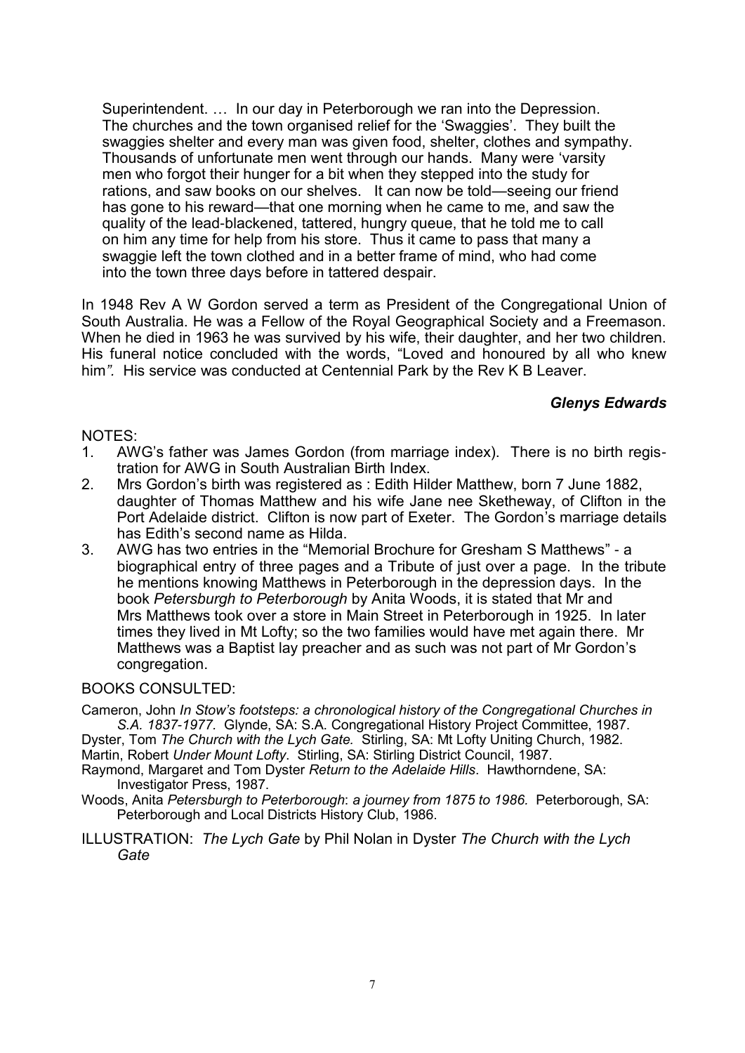> Superintendent. … In our day in Peterborough we ran into the Depression. The churches and the town organised relief for the 'Swaggies'. They built the swaggies shelter and every man was given food, shelter, clothes and sympathy. Thousands of unfortunate men went through our hands. Many were 'varsity men who forgot their hunger for a bit when they stepped into the study for rations, and saw books on our shelves. It can now be told—seeing our friend has gone to his reward—that one morning when he came to me, and saw the quality of the lead-blackened, tattered, hungry queue, that he told me to call on him any time for help from his store. Thus it came to pass that many a swaggie left the town clothed and in a better frame of mind, who had come into the town three days before in tattered despair.

In 1948 Rev A W Gordon served a term as President of the Congregational Union of South Australia. He was a Fellow of the Royal Geographical Society and a Freemason. When he died in 1963 he was survived by his wife, their daughter, and her two children. His funeral notice concluded with the words, "Loved and honoured by all who knew him*".* His service was conducted at Centennial Park by the Rev K B Leaver.

***Glenys Edwards***

NOTES:

1. AWG's father was James Gordon (from marriage index). There is no birth registration for AWG in South Australian Birth Index.
2. Mrs Gordon's birth was registered as : Edith Hilder Matthew, born 7 June 1882, daughter of Thomas Matthew and his wife Jane nee Sketheway, of Clifton in the Port Adelaide district. Clifton is now part of Exeter. The Gordon's marriage details has Edith's second name as Hilda.
3. AWG has two entries in the "Memorial Brochure for Gresham S Matthews" - a biographical entry of three pages and a Tribute of just over a page. In the tribute he mentions knowing Matthews in Peterborough in the depression days. In the book *Petersburgh to Peterborough* by Anita Woods, it is stated that Mr and Mrs Matthews took over a store in Main Street in Peterborough in 1925. In later times they lived in Mt Lofty; so the two families would have met again there. Mr Matthews was a Baptist lay preacher and as such was not part of Mr Gordon's congregation.

BOOKS CONSULTED:

Cameron, John *In Stow's footsteps: a chronological history of the Congregational Churches in S.A. 1837-1977.* Glynde, SA: S.A. Congregational History Project Committee, 1987.

Dyster, Tom *The Church with the Lych Gate.* Stirling, SA: Mt Lofty Uniting Church, 1982.

Martin, Robert *Under Mount Lofty*. Stirling, SA: Stirling District Council, 1987.

Raymond, Margaret and Tom Dyster *Return to the Adelaide Hills*. Hawthorndene, SA: Investigator Press, 1987.

Woods, Anita *Petersburgh to Peterborough*: *a journey from 1875 to 1986.* Peterborough, SA: Peterborough and Local Districts History Club, 1986.

ILLUSTRATION: *The Lych Gate* by Phil Nolan in Dyster *The Church with the Lych Gate*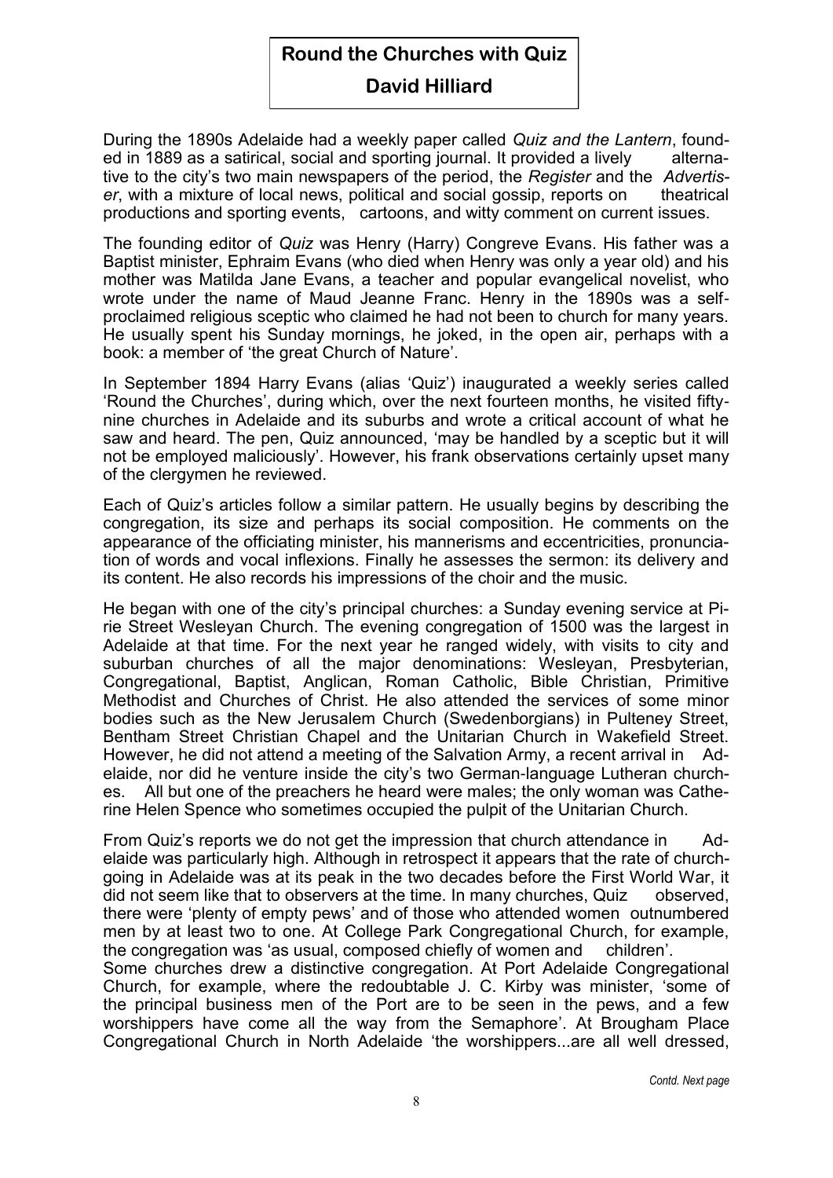# Round the Churches with Quiz

## David Hilliard

During the 1890s Adelaide had a weekly paper called *Quiz and the Lantern*, founded in 1889 as a satirical, social and sporting journal. It provided a lively alternative to the city's two main newspapers of the period, the *Register* and the *Advertiser*, with a mixture of local news, political and social gossip, reports on theatrical productions and sporting events, cartoons, and witty comment on current issues.

The founding editor of *Quiz* was Henry (Harry) Congreve Evans. His father was a Baptist minister, Ephraim Evans (who died when Henry was only a year old) and his mother was Matilda Jane Evans, a teacher and popular evangelical novelist, who wrote under the name of Maud Jeanne Franc. Henry in the 1890s was a self-proclaimed religious sceptic who claimed he had not been to church for many years. He usually spent his Sunday mornings, he joked, in the open air, perhaps with a book: a member of 'the great Church of Nature'.

In September 1894 Harry Evans (alias 'Quiz') inaugurated a weekly series called 'Round the Churches', during which, over the next fourteen months, he visited fifty-nine churches in Adelaide and its suburbs and wrote a critical account of what he saw and heard. The pen, Quiz announced, 'may be handled by a sceptic but it will not be employed maliciously'. However, his frank observations certainly upset many of the clergymen he reviewed.

Each of Quiz's articles follow a similar pattern. He usually begins by describing the congregation, its size and perhaps its social composition. He comments on the appearance of the officiating minister, his mannerisms and eccentricities, pronunciation of words and vocal inflexions. Finally he assesses the sermon: its delivery and its content. He also records his impressions of the choir and the music.

He began with one of the city's principal churches: a Sunday evening service at Pirie Street Wesleyan Church. The evening congregation of 1500 was the largest in Adelaide at that time. For the next year he ranged widely, with visits to city and suburban churches of all the major denominations: Wesleyan, Presbyterian, Congregational, Baptist, Anglican, Roman Catholic, Bible Christian, Primitive Methodist and Churches of Christ. He also attended the services of some minor bodies such as the New Jerusalem Church (Swedenborgians) in Pulteney Street, Bentham Street Christian Chapel and the Unitarian Church in Wakefield Street. However, he did not attend a meeting of the Salvation Army, a recent arrival in Adelaide, nor did he venture inside the city's two German-language Lutheran churches. All but one of the preachers he heard were males; the only woman was Catherine Helen Spence who sometimes occupied the pulpit of the Unitarian Church.

From Quiz's reports we do not get the impression that church attendance in Adelaide was particularly high. Although in retrospect it appears that the rate of church-going in Adelaide was at its peak in the two decades before the First World War, it did not seem like that to observers at the time. In many churches, Quiz observed, there were 'plenty of empty pews' and of those who attended women outnumbered men by at least two to one. At College Park Congregational Church, for example, the congregation was 'as usual, composed chiefly of women and children'.

Some churches drew a distinctive congregation. At Port Adelaide Congregational Church, for example, where the redoubtable J. C. Kirby was minister, 'some of the principal business men of the Port are to be seen in the pews, and a few worshippers have come all the way from the Semaphore'. At Brougham Place Congregational Church in North Adelaide 'the worshippers...are all well dressed,

*Contd. Next page*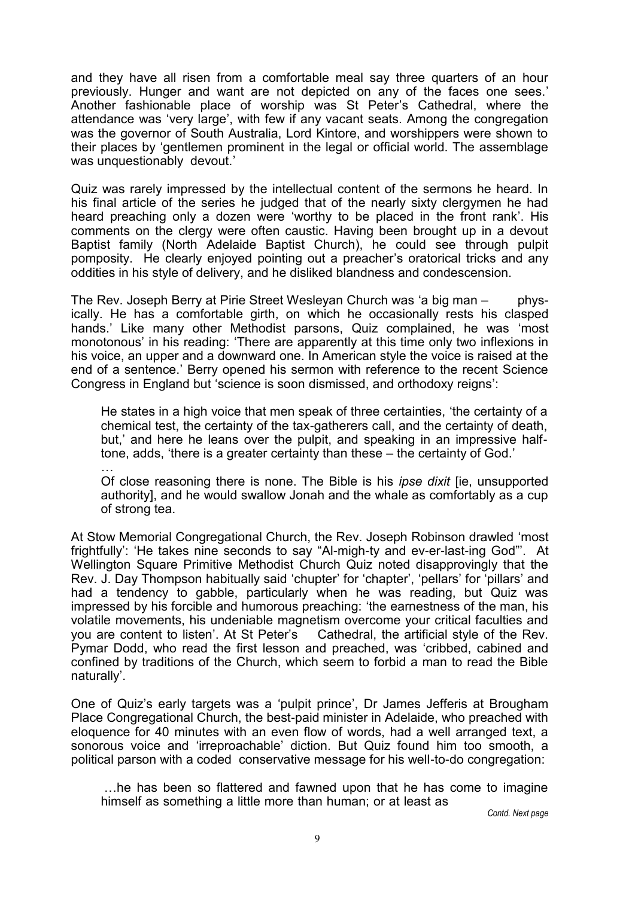and they have all risen from a comfortable meal say three quarters of an hour previously. Hunger and want are not depicted on any of the faces one sees.' Another fashionable place of worship was St Peter's Cathedral, where the attendance was 'very large', with few if any vacant seats. Among the congregation was the governor of South Australia, Lord Kintore, and worshippers were shown to their places by 'gentlemen prominent in the legal or official world. The assemblage was unquestionably devout.'

Quiz was rarely impressed by the intellectual content of the sermons he heard. In his final article of the series he judged that of the nearly sixty clergymen he had heard preaching only a dozen were 'worthy to be placed in the front rank'. His comments on the clergy were often caustic. Having been brought up in a devout Baptist family (North Adelaide Baptist Church), he could see through pulpit pomposity. He clearly enjoyed pointing out a preacher's oratorical tricks and any oddities in his style of delivery, and he disliked blandness and condescension.

The Rev. Joseph Berry at Pirie Street Wesleyan Church was 'a big man – physically. He has a comfortable girth, on which he occasionally rests his clasped hands.' Like many other Methodist parsons, Quiz complained, he was 'most monotonous' in his reading: 'There are apparently at this time only two inflexions in his voice, an upper and a downward one. In American style the voice is raised at the end of a sentence.' Berry opened his sermon with reference to the recent Science Congress in England but 'science is soon dismissed, and orthodoxy reigns':

> He states in a high voice that men speak of three certainties, 'the certainty of a chemical test, the certainty of the tax-gatherers call, and the certainty of death, but,' and here he leans over the pulpit, and speaking in an impressive half-tone, adds, 'there is a greater certainty than these – the certainty of God.'
>
> …
>
> Of close reasoning there is none. The Bible is his *ipse dixit* [ie, unsupported authority], and he would swallow Jonah and the whale as comfortably as a cup of strong tea.

At Stow Memorial Congregational Church, the Rev. Joseph Robinson drawled 'most frightfully': 'He takes nine seconds to say "Al-migh-ty and ev-er-last-ing God"'. At Wellington Square Primitive Methodist Church Quiz noted disapprovingly that the Rev. J. Day Thompson habitually said 'chupter' for 'chapter', 'pellars' for 'pillars' and had a tendency to gabble, particularly when he was reading, but Quiz was impressed by his forcible and humorous preaching: 'the earnestness of the man, his volatile movements, his undeniable magnetism overcome your critical faculties and you are content to listen'. At St Peter's Cathedral, the artificial style of the Rev. Pymar Dodd, who read the first lesson and preached, was 'cribbed, cabined and confined by traditions of the Church, which seem to forbid a man to read the Bible naturally'.

One of Quiz's early targets was a 'pulpit prince', Dr James Jefferis at Brougham Place Congregational Church, the best-paid minister in Adelaide, who preached with eloquence for 40 minutes with an even flow of words, had a well arranged text, a sonorous voice and 'irreproachable' diction. But Quiz found him too smooth, a political parson with a coded conservative message for his well-to-do congregation:

> …he has been so flattered and fawned upon that he has come to imagine himself as something a little more than human; or at least as

*Contd. Next page*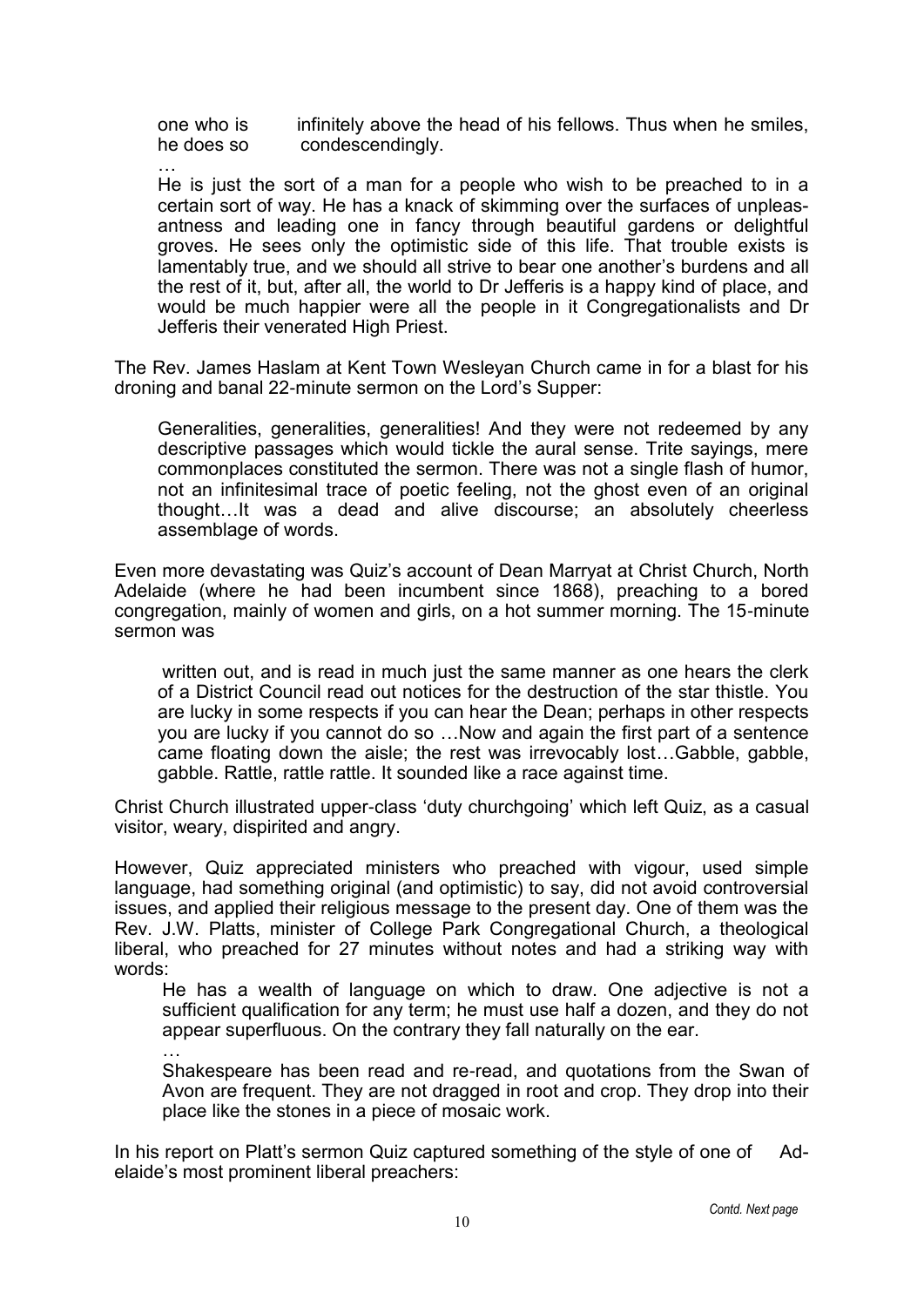> one who is infinitely above the head of his fellows. Thus when he smiles, he does so condescendingly.
>
> …
>
> He is just the sort of a man for a people who wish to be preached to in a certain sort of way. He has a knack of skimming over the surfaces of unpleasantness and leading one in fancy through beautiful gardens or delightful groves. He sees only the optimistic side of this life. That trouble exists is lamentably true, and we should all strive to bear one another's burdens and all the rest of it, but, after all, the world to Dr Jefferis is a happy kind of place, and would be much happier were all the people in it Congregationalists and Dr Jefferis their venerated High Priest.

The Rev. James Haslam at Kent Town Wesleyan Church came in for a blast for his droning and banal 22-minute sermon on the Lord's Supper:

> Generalities, generalities, generalities! And they were not redeemed by any descriptive passages which would tickle the aural sense. Trite sayings, mere commonplaces constituted the sermon. There was not a single flash of humor, not an infinitesimal trace of poetic feeling, not the ghost even of an original thought…It was a dead and alive discourse; an absolutely cheerless assemblage of words.

Even more devastating was Quiz's account of Dean Marryat at Christ Church, North Adelaide (where he had been incumbent since 1868), preaching to a bored congregation, mainly of women and girls, on a hot summer morning. The 15-minute sermon was

> written out, and is read in much just the same manner as one hears the clerk of a District Council read out notices for the destruction of the star thistle. You are lucky in some respects if you can hear the Dean; perhaps in other respects you are lucky if you cannot do so …Now and again the first part of a sentence came floating down the aisle; the rest was irrevocably lost…Gabble, gabble, gabble. Rattle, rattle rattle. It sounded like a race against time.

Christ Church illustrated upper-class 'duty churchgoing' which left Quiz, as a casual visitor, weary, dispirited and angry.

However, Quiz appreciated ministers who preached with vigour, used simple language, had something original (and optimistic) to say, did not avoid controversial issues, and applied their religious message to the present day. One of them was the Rev. J.W. Platts, minister of College Park Congregational Church, a theological liberal, who preached for 27 minutes without notes and had a striking way with words:

> He has a wealth of language on which to draw. One adjective is not a sufficient qualification for any term; he must use half a dozen, and they do not appear superfluous. On the contrary they fall naturally on the ear.
>
> …
>
> Shakespeare has been read and re-read, and quotations from the Swan of Avon are frequent. They are not dragged in root and crop. They drop into their place like the stones in a piece of mosaic work.

In his report on Platt's sermon Quiz captured something of the style of one of Adelaide's most prominent liberal preachers:

*Contd. Next page*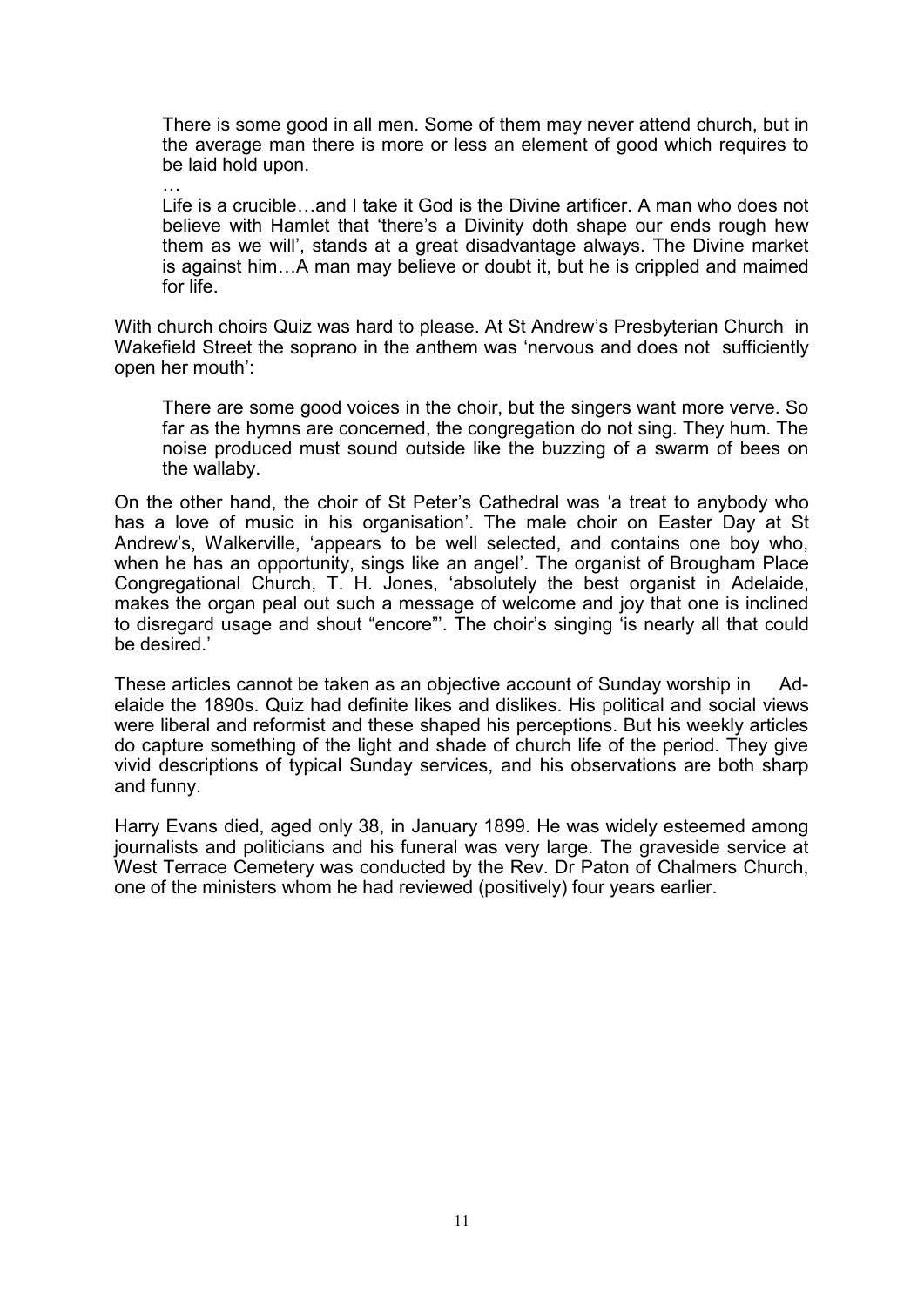> There is some good in all men. Some of them may never attend church, but in the average man there is more or less an element of good which requires to be laid hold upon.
>
> …
>
> Life is a crucible…and I take it God is the Divine artificer. A man who does not believe with Hamlet that 'there's a Divinity doth shape our ends rough hew them as we will', stands at a great disadvantage always. The Divine market is against him…A man may believe or doubt it, but he is crippled and maimed for life.

With church choirs Quiz was hard to please. At St Andrew's Presbyterian Church in Wakefield Street the soprano in the anthem was 'nervous and does not sufficiently open her mouth':

> There are some good voices in the choir, but the singers want more verve. So far as the hymns are concerned, the congregation do not sing. They hum. The noise produced must sound outside like the buzzing of a swarm of bees on the wallaby.

On the other hand, the choir of St Peter's Cathedral was 'a treat to anybody who has a love of music in his organisation'. The male choir on Easter Day at St Andrew's, Walkerville, 'appears to be well selected, and contains one boy who, when he has an opportunity, sings like an angel'. The organist of Brougham Place Congregational Church, T. H. Jones, 'absolutely the best organist in Adelaide, makes the organ peal out such a message of welcome and joy that one is inclined to disregard usage and shout "encore"'. The choir's singing 'is nearly all that could be desired.'

These articles cannot be taken as an objective account of Sunday worship in Adelaide the 1890s. Quiz had definite likes and dislikes. His political and social views were liberal and reformist and these shaped his perceptions. But his weekly articles do capture something of the light and shade of church life of the period. They give vivid descriptions of typical Sunday services, and his observations are both sharp and funny.

Harry Evans died, aged only 38, in January 1899. He was widely esteemed among journalists and politicians and his funeral was very large. The graveside service at West Terrace Cemetery was conducted by the Rev. Dr Paton of Chalmers Church, one of the ministers whom he had reviewed (positively) four years earlier.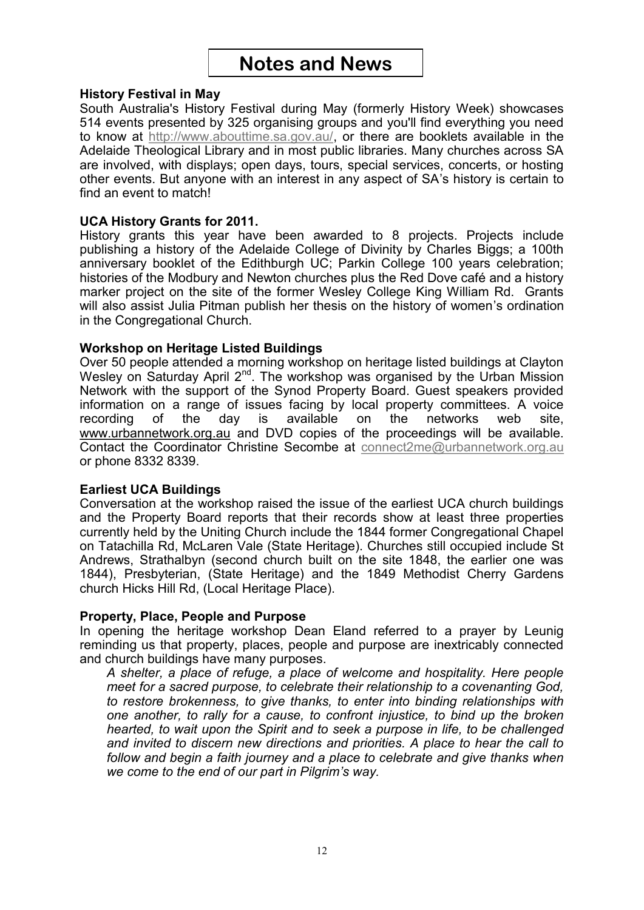# Notes and News

**History Festival in May**

South Australia's History Festival during May (formerly History Week) showcases 514 events presented by 325 organising groups and you'll find everything you need to know at http://www.abouttime.sa.gov.au/, or there are booklets available in the Adelaide Theological Library and in most public libraries. Many churches across SA are involved, with displays; open days, tours, special services, concerts, or hosting other events. But anyone with an interest in any aspect of SA's history is certain to find an event to match!

**UCA History Grants for 2011.**

History grants this year have been awarded to 8 projects. Projects include publishing a history of the Adelaide College of Divinity by Charles Biggs; a 100th anniversary booklet of the Edithburgh UC; Parkin College 100 years celebration; histories of the Modbury and Newton churches plus the Red Dove café and a history marker project on the site of the former Wesley College King William Rd. Grants will also assist Julia Pitman publish her thesis on the history of women's ordination in the Congregational Church.

**Workshop on Heritage Listed Buildings**

Over 50 people attended a morning workshop on heritage listed buildings at Clayton Wesley on Saturday April 2nd. The workshop was organised by the Urban Mission Network with the support of the Synod Property Board. Guest speakers provided information on a range of issues facing by local property committees. A voice recording of the day is available on the networks web site, www.urbannetwork.org.au and DVD copies of the proceedings will be available. Contact the Coordinator Christine Secombe at connect2me@urbannetwork.org.au or phone 8332 8339.

**Earliest UCA Buildings**

Conversation at the workshop raised the issue of the earliest UCA church buildings and the Property Board reports that their records show at least three properties currently held by the Uniting Church include the 1844 former Congregational Chapel on Tatachilla Rd, McLaren Vale (State Heritage). Churches still occupied include St Andrews, Strathalbyn (second church built on the site 1848, the earlier one was 1844), Presbyterian, (State Heritage) and the 1849 Methodist Cherry Gardens church Hicks Hill Rd, (Local Heritage Place).

**Property, Place, People and Purpose**

In opening the heritage workshop Dean Eland referred to a prayer by Leunig reminding us that property, places, people and purpose are inextricably connected and church buildings have many purposes.

> *A shelter, a place of refuge, a place of welcome and hospitality. Here people meet for a sacred purpose, to celebrate their relationship to a covenanting God, to restore brokenness, to give thanks, to enter into binding relationships with one another, to rally for a cause, to confront injustice, to bind up the broken hearted, to wait upon the Spirit and to seek a purpose in life, to be challenged and invited to discern new directions and priorities. A place to hear the call to follow and begin a faith journey and a place to celebrate and give thanks when we come to the end of our part in Pilgrim's way.*